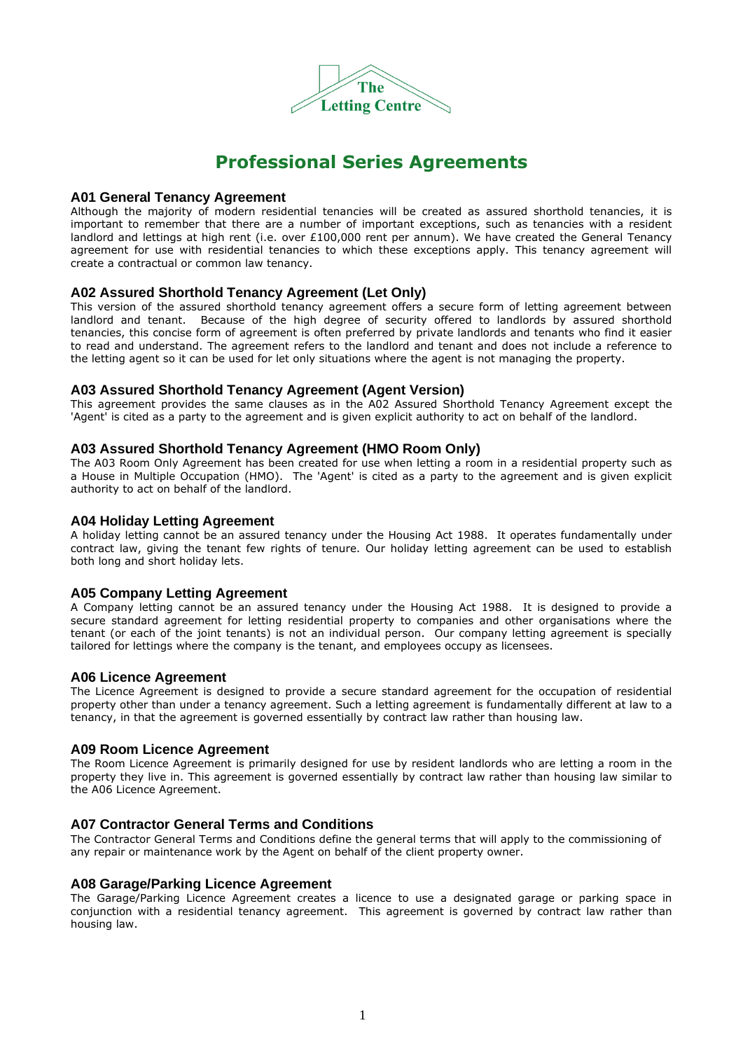The Letting Centre

# Professional Series Agreements

## A01 General Tenancy Agreement

Although the majority of modern residential tenancies will be created as assured shorthold tenancies, it is important to remember that there are a number of important exceptions, such as tenancies with a resident landlord and lettings at high rent (i.e. over £100,000 rent per annum). We have created the General Tenancy agreement for use with residential tenancies to which these exceptions apply. This tenancy agreement will create a contractual or common law tenancy.

## A02 Assured Shorthold Tenancy Agreement (Let Only)

This version of the assured shorthold tenancy agreement offers a secure form of letting agreement between landlord and tenant. Because of the high degree of security offered to landlords by assured shorthold tenancies, this concise form of agreement is often preferred by private landlords and tenants who find it easier to read and understand. The agreement refers to the landlord and tenant and does not include a reference to the letting agent so it can be used for let only situations where the agent is not managing the property.

## A03 Assured Shorthold Tenancy Agreement (Agent Version)

This agreement provides the same clauses as in the A02 Assured Shorthold Tenancy Agreement except the 'Agent' is cited as a party to the agreement and is given explicit authority to act on behalf of the landlord.

## A03 Assured Shorthold Tenancy Agreement (HMO Room Only)

The A03 Room Only Agreement has been created for use when letting a room in a residential property such as a House in Multiple Occupation (HMO). The 'Agent' is cited as a party to the agreement and is given explicit authority to act on behalf of the landlord.

## A04 Holiday Letting Agreement

A holiday letting cannot be an assured tenancy under the Housing Act 1988. It operates fundamentally under contract law, giving the tenant few rights of tenure. Our holiday letting agreement can be used to establish both long and short holiday lets.

## A05 Company Letting Agreement

A Company letting cannot be an assured tenancy under the Housing Act 1988. It is designed to provide a secure standard agreement for letting residential property to companies and other organisations where the tenant (or each of the joint tenants) is not an individual person. Our company letting agreement is specially tailored for lettings where the company is the tenant, and employees occupy as licensees.

## A06 Licence Agreement

The Licence Agreement is designed to provide a secure standard agreement for the occupation of residential property other than under a tenancy agreement. Such a letting agreement is fundamentally different at law to a tenancy, in that the agreement is governed essentially by contract law rather than housing law.

## A09 Room Licence Agreement

The Room Licence Agreement is primarily designed for use by resident landlords who are letting a room in the property they live in. This agreement is governed essentially by contract law rather than housing law similar to the A06 Licence Agreement.

## A07 Contractor General Terms and Conditions

The Contractor General Terms and Conditions define the general terms that will apply to the commissioning of any repair or maintenance work by the Agent on behalf of the client property owner.

## A08 Garage/Parking Licence Agreement

The Garage/Parking Licence Agreement creates a licence to use a designated garage or parking space in conjunction with a residential tenancy agreement. This agreement is governed by contract law rather than housing law.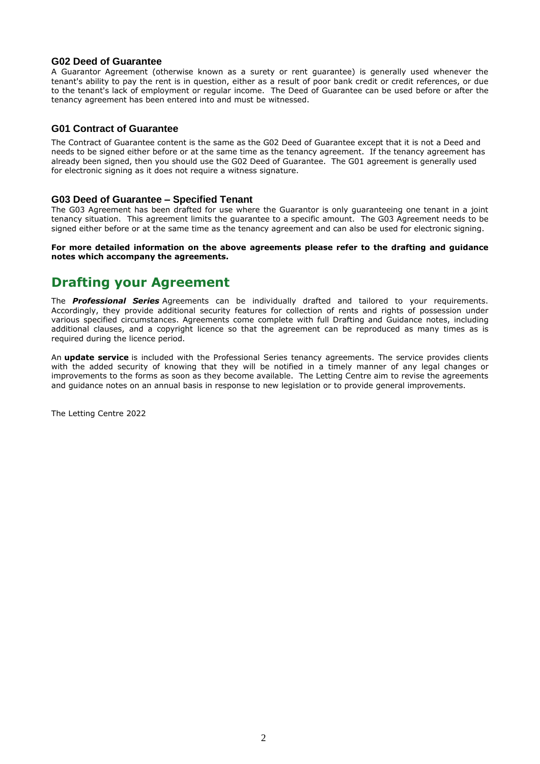### G02 Deed of Guarantee

A Guarantor Agreement (otherwise known as a surety or rent guarantee) is generally used whenever the tenant's ability to pay the rent is in question, either as a result of poor bank credit or credit references, or due to the tenant's lack of employment or regular income. The Deed of Guarantee can be used before or after the tenancy agreement has been entered into and must be witnessed.

### G01 Contract of Guarantee

The Contract of Guarantee content is the same as the G02 Deed of Guarantee except that it is not a Deed and needs to be signed either before or at the same time as the tenancy agreement. If the tenancy agreement has already been signed, then you should use the G02 Deed of Guarantee. The G01 agreement is generally used for electronic signing as it does not require a witness signature.

### G03 Deed of Guarantee – Specified Tenant

The G03 Agreement has been drafted for use where the Guarantor is only guaranteeing one tenant in a joint tenancy situation. This agreement limits the guarantee to a specific amount. The G03 Agreement needs to be signed either before or at the same time as the tenancy agreement and can also be used for electronic signing.

**For more detailed information on the above agreements please refer to the drafting and guidance notes which accompany the agreements.**

## Drafting your Agreement

The ***Professional Series*** Agreements can be individually drafted and tailored to your requirements. Accordingly, they provide additional security features for collection of rents and rights of possession under various specified circumstances. Agreements come complete with full Drafting and Guidance notes, including additional clauses, and a copyright licence so that the agreement can be reproduced as many times as is required during the licence period.

An **update service** is included with the Professional Series tenancy agreements. The service provides clients with the added security of knowing that they will be notified in a timely manner of any legal changes or improvements to the forms as soon as they become available. The Letting Centre aim to revise the agreements and guidance notes on an annual basis in response to new legislation or to provide general improvements.

The Letting Centre 2022